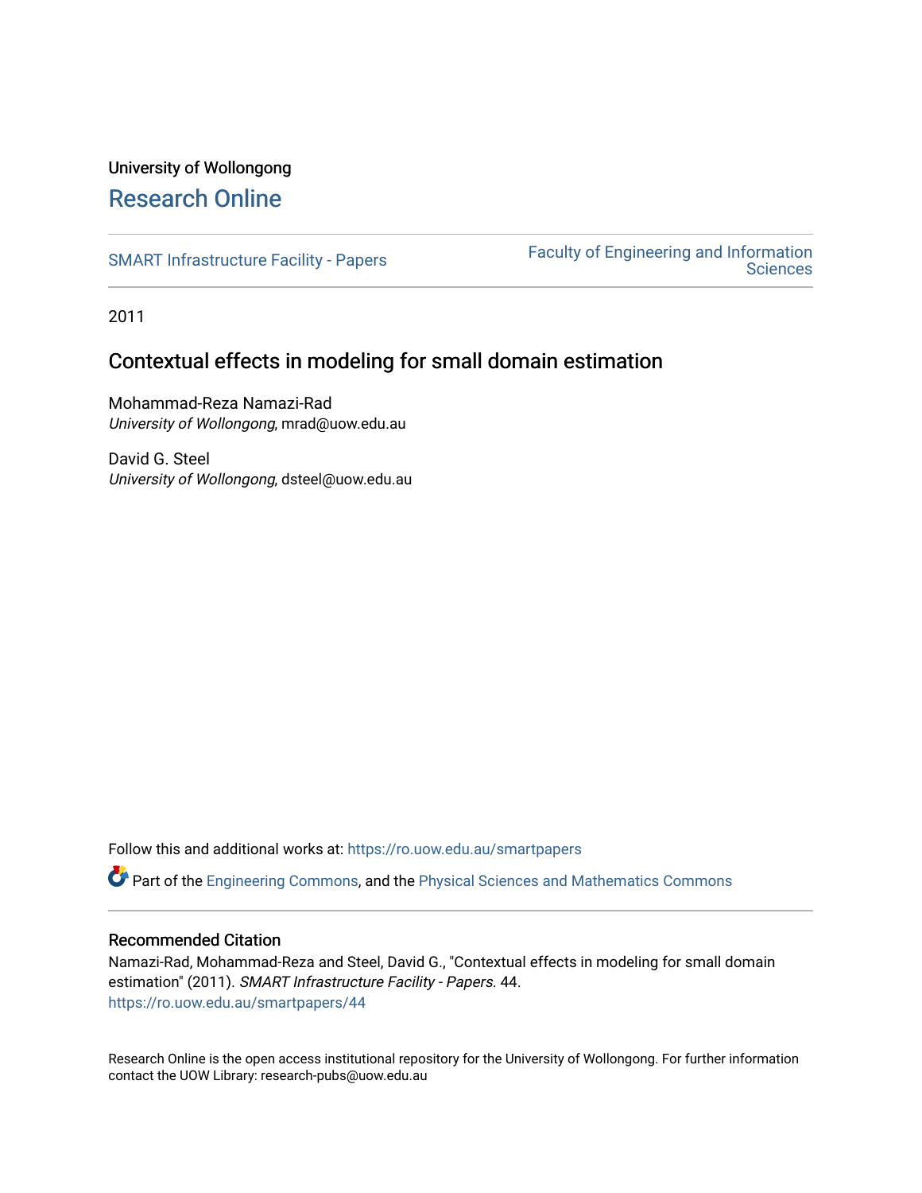University of Wollongong

# Research Online

SMART Infrastructure Facility - Papers

Faculty of Engineering and Information Sciences

2011

## Contextual effects in modeling for small domain estimation

Mohammad-Reza Namazi-Rad
*University of Wollongong*, mrad@uow.edu.au

David G. Steel
*University of Wollongong*, dsteel@uow.edu.au

Follow this and additional works at: https://ro.uow.edu.au/smartpapers

Part of the Engineering Commons, and the Physical Sciences and Mathematics Commons

### Recommended Citation

Namazi-Rad, Mohammad-Reza and Steel, David G., "Contextual effects in modeling for small domain estimation" (2011). *SMART Infrastructure Facility - Papers*. 44.
https://ro.uow.edu.au/smartpapers/44

Research Online is the open access institutional repository for the University of Wollongong. For further information contact the UOW Library: research-pubs@uow.edu.au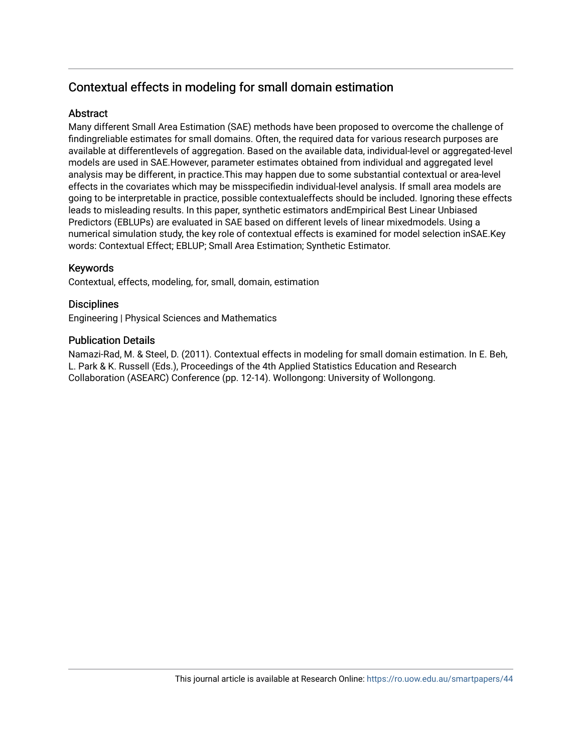# Contextual effects in modeling for small domain estimation

## Abstract

Many different Small Area Estimation (SAE) methods have been proposed to overcome the challenge of findingreliable estimates for small domains. Often, the required data for various research purposes are available at differentlevels of aggregation. Based on the available data, individual-level or aggregated-level models are used in SAE.However, parameter estimates obtained from individual and aggregated level analysis may be different, in practice.This may happen due to some substantial contextual or area-level effects in the covariates which may be misspecifiedin individual-level analysis. If small area models are going to be interpretable in practice, possible contextualeffects should be included. Ignoring these effects leads to misleading results. In this paper, synthetic estimators andEmpirical Best Linear Unbiased Predictors (EBLUPs) are evaluated in SAE based on different levels of linear mixedmodels. Using a numerical simulation study, the key role of contextual effects is examined for model selection inSAE.Key words: Contextual Effect; EBLUP; Small Area Estimation; Synthetic Estimator.

## Keywords

Contextual, effects, modeling, for, small, domain, estimation

## Disciplines

Engineering | Physical Sciences and Mathematics

## Publication Details

Namazi-Rad, M. & Steel, D. (2011). Contextual effects in modeling for small domain estimation. In E. Beh, L. Park & K. Russell (Eds.), Proceedings of the 4th Applied Statistics Education and Research Collaboration (ASEARC) Conference (pp. 12-14). Wollongong: University of Wollongong.

This journal article is available at Research Online: https://ro.uow.edu.au/smartpapers/44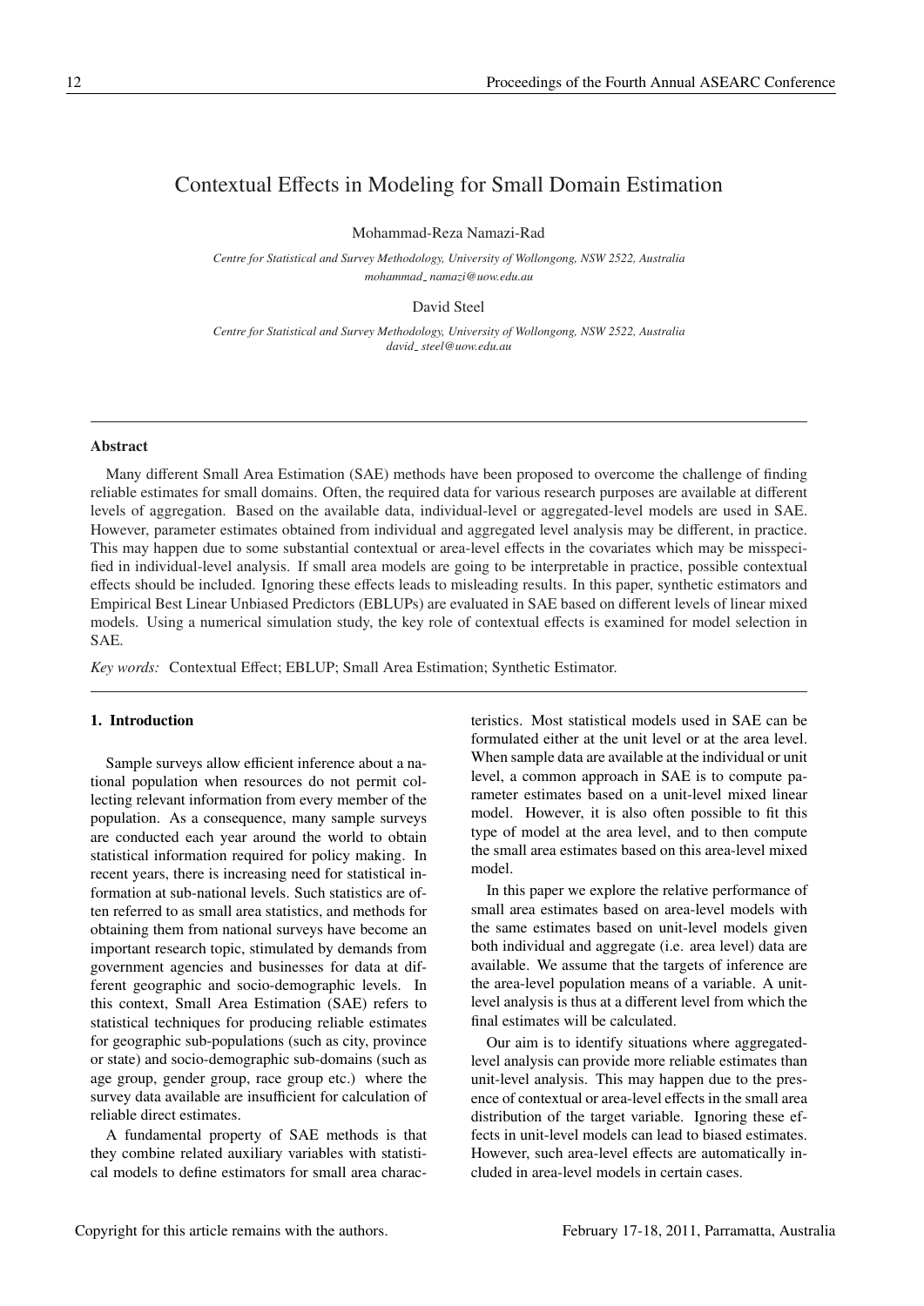# Contextual Effects in Modeling for Small Domain Estimation

Mohammad-Reza Namazi-Rad

*Centre for Statistical and Survey Methodology, University of Wollongong, NSW 2522, Australia*
*mohammad_namazi@uow.edu.au*

David Steel

*Centre for Statistical and Survey Methodology, University of Wollongong, NSW 2522, Australia*
*david_steel@uow.edu.au*

---

### Abstract

Many different Small Area Estimation (SAE) methods have been proposed to overcome the challenge of finding reliable estimates for small domains. Often, the required data for various research purposes are available at different levels of aggregation. Based on the available data, individual-level or aggregated-level models are used in SAE. However, parameter estimates obtained from individual and aggregated level analysis may be different, in practice. This may happen due to some substantial contextual or area-level effects in the covariates which may be misspecified in individual-level analysis. If small area models are going to be interpretable in practice, possible contextual effects should be included. Ignoring these effects leads to misleading results. In this paper, synthetic estimators and Empirical Best Linear Unbiased Predictors (EBLUPs) are evaluated in SAE based on different levels of linear mixed models. Using a numerical simulation study, the key role of contextual effects is examined for model selection in SAE.

*Key words:* Contextual Effect; EBLUP; Small Area Estimation; Synthetic Estimator.

---

## 1. Introduction

Sample surveys allow efficient inference about a national population when resources do not permit collecting relevant information from every member of the population. As a consequence, many sample surveys are conducted each year around the world to obtain statistical information required for policy making. In recent years, there is increasing need for statistical information at sub-national levels. Such statistics are often referred to as small area statistics, and methods for obtaining them from national surveys have become an important research topic, stimulated by demands from government agencies and businesses for data at different geographic and socio-demographic levels. In this context, Small Area Estimation (SAE) refers to statistical techniques for producing reliable estimates for geographic sub-populations (such as city, province or state) and socio-demographic sub-domains (such as age group, gender group, race group etc.) where the survey data available are insufficient for calculation of reliable direct estimates.

A fundamental property of SAE methods is that they combine related auxiliary variables with statistical models to define estimators for small area characteristics. Most statistical models used in SAE can be formulated either at the unit level or at the area level. When sample data are available at the individual or unit level, a common approach in SAE is to compute parameter estimates based on a unit-level mixed linear model. However, it is also often possible to fit this type of model at the area level, and to then compute the small area estimates based on this area-level mixed model.

In this paper we explore the relative performance of small area estimates based on area-level models with the same estimates based on unit-level models given both individual and aggregate (i.e. area level) data are available. We assume that the targets of inference are the area-level population means of a variable. A unit-level analysis is thus at a different level from which the final estimates will be calculated.

Our aim is to identify situations where aggregated-level analysis can provide more reliable estimates than unit-level analysis. This may happen due to the presence of contextual or area-level effects in the small area distribution of the target variable. Ignoring these effects in unit-level models can lead to biased estimates. However, such area-level effects are automatically included in area-level models in certain cases.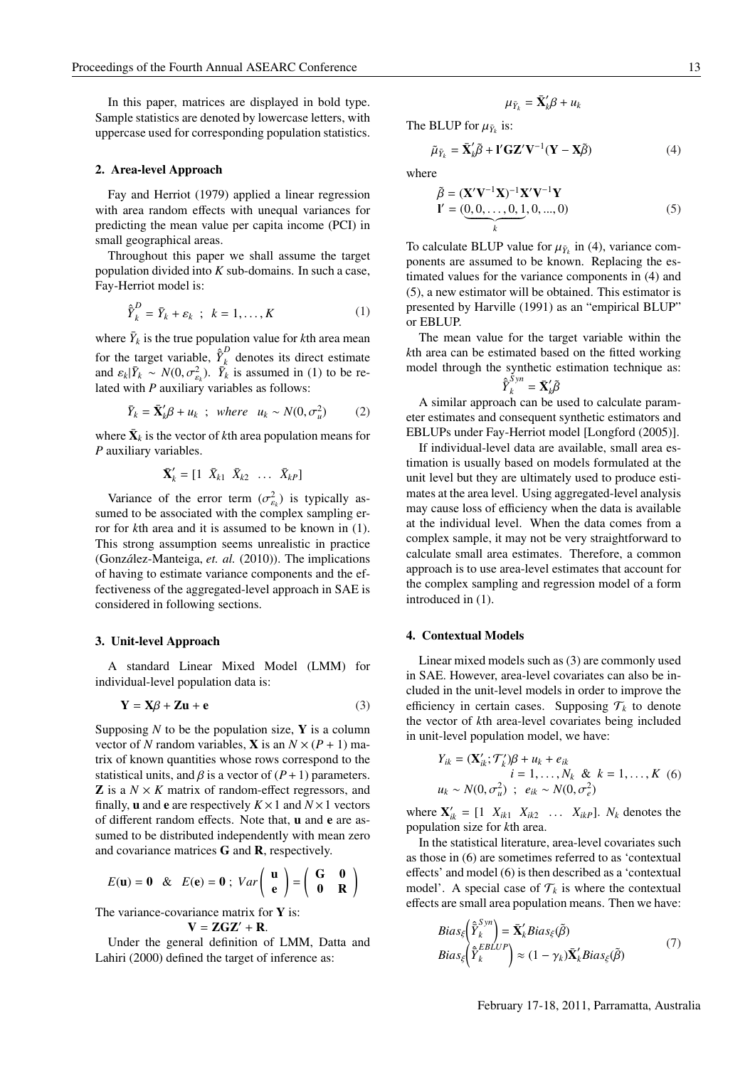In this paper, matrices are displayed in bold type. Sample statistics are denoted by lowercase letters, with uppercase used for corresponding population statistics.

## 2. Area-level Approach

Fay and Herriot (1979) applied a linear regression with area random effects with unequal variances for predicting the mean value per capita income (PCI) in small geographical areas.

Throughout this paper we shall assume the target population divided into $K$ sub-domains. In such a case, Fay-Herriot model is:

$$\hat{\bar{Y}}_k^D = \bar{Y}_k + \varepsilon_k \;\; ; \;\; k = 1, \ldots, K \tag{1}$$

where $\bar{Y}_k$ is the true population value for $k$th area mean for the target variable, $\hat{\bar{Y}}_k^D$ denotes its direct estimate and $\varepsilon_k | \bar{Y}_k \sim N(0, \sigma^2_{\varepsilon_k})$. $\bar{Y}_k$ is assumed in (1) to be related with $P$ auxiliary variables as follows:

$$\bar{Y}_k = \bar{\mathbf{X}}'_k \beta + u_k \;\; ; \;\; where \quad u_k \sim N(0, \sigma^2_u) \tag{2}$$

where $\bar{\mathbf{X}}_k$ is the vector of $k$th area population means for $P$ auxiliary variables.

$$\bar{\mathbf{X}}'_k = [1 \;\; \bar{X}_{k1} \;\; \bar{X}_{k2} \;\; \ldots \;\; \bar{X}_{kP}]$$

Variance of the error term ($\sigma^2_{\varepsilon_k}$) is typically assumed to be associated with the complex sampling error for $k$th area and it is assumed to be known in (1). This strong assumption seems unrealistic in practice (González-Manteiga, *et. al.* (2010)). The implications of having to estimate variance components and the effectiveness of the aggregated-level approach in SAE is considered in following sections.

## 3. Unit-level Approach

A standard Linear Mixed Model (LMM) for individual-level population data is:

$$\mathbf{Y} = \mathbf{X}\beta + \mathbf{Z}\mathbf{u} + \mathbf{e} \tag{3}$$

Supposing $N$ to be the population size, $\mathbf{Y}$ is a column vector of $N$ random variables, $\mathbf{X}$ is an $N \times (P+1)$ matrix of known quantities whose rows correspond to the statistical units, and $\beta$ is a vector of $(P+1)$ parameters. $\mathbf{Z}$ is a $N \times K$ matrix of random-effect regressors, and finally, $\mathbf{u}$ and $\mathbf{e}$ are respectively $K \times 1$ and $N \times 1$ vectors of different random effects. Note that, $\mathbf{u}$ and $\mathbf{e}$ are assumed to be distributed independently with mean zero and covariance matrices $\mathbf{G}$ and $\mathbf{R}$, respectively.

$$E(\mathbf{u}) = \mathbf{0} \quad \& \quad E(\mathbf{e}) = \mathbf{0} \; ; \; Var\begin{pmatrix} \mathbf{u} \\ \mathbf{e} \end{pmatrix} = \begin{pmatrix} \mathbf{G} & \mathbf{0} \\ \mathbf{0} & \mathbf{R} \end{pmatrix}$$

The variance-covariance matrix for $\mathbf{Y}$ is:

$$\mathbf{V} = \mathbf{Z}\mathbf{G}\mathbf{Z}' + \mathbf{R}.$$

Under the general definition of LMM, Datta and Lahiri (2000) defined the target of inference as:

$$\mu_{\bar{Y}_k} = \bar{\mathbf{X}}'_k \beta + u_k$$

The BLUP for $\mu_{\bar{Y}_k}$ is:

$$\tilde{\mu}_{\bar{Y}_k} = \bar{\mathbf{X}}'_k \tilde{\beta} + \mathbf{l}'\mathbf{G}\mathbf{Z}'\mathbf{V}^{-1}(\mathbf{Y} - \mathbf{X}\tilde{\beta}) \tag{4}$$

where

$$\begin{aligned} \tilde{\beta} &= (\mathbf{X}'\mathbf{V}^{-1}\mathbf{X})^{-1}\mathbf{X}'\mathbf{V}^{-1}\mathbf{Y} \\ \mathbf{l}' &= (\underbrace{0, 0, \ldots, 0, 1}_{k}, 0, ..., 0) \end{aligned} \tag{5}$$

To calculate BLUP value for $\mu_{\bar{Y}_k}$ in (4), variance components are assumed to be known. Replacing the estimated values for the variance components in (4) and (5), a new estimator will be obtained. This estimator is presented by Harville (1991) as an "empirical BLUP" or EBLUP.

The mean value for the target variable within the $k$th area can be estimated based on the fitted working model through the synthetic estimation technique as:

$$\hat{\bar{Y}}_k^{Syn} = \bar{\mathbf{X}}'_k \tilde{\beta}$$

A similar approach can be used to calculate parameter estimates and consequent synthetic estimators and EBLUPs under Fay-Herriot model [Longford (2005)].

If individual-level data are available, small area estimation is usually based on models formulated at the unit level but they are ultimately used to produce estimates at the area level. Using aggregated-level analysis may cause loss of efficiency when the data is available at the individual level. When the data comes from a complex sample, it may not be very straightforward to calculate small area estimates. Therefore, a common approach is to use area-level estimates that account for the complex sampling and regression model of a form introduced in (1).

## 4. Contextual Models

Linear mixed models such as (3) are commonly used in SAE. However, area-level covariates can also be included in the unit-level models in order to improve the efficiency in certain cases. Supposing $\mathcal{T}_k$ to denote the vector of $k$th area-level covariates being included in unit-level population model, we have:

$$\begin{aligned} Y_{ik} &= (\mathbf{X}'_{ik}; \mathcal{T}'_k)\beta + u_k + e_{ik} \\ & \qquad i = 1, \ldots, N_k \;\; \& \;\; k = 1, \ldots, K \\ u_k &\sim N(0, \sigma^2_u) \;\; ; \;\; e_{ik} \sim N(0, \sigma^2_e) \end{aligned} \tag{6}$$

where $\mathbf{X}'_{ik} = [1 \;\; X_{ik1} \;\; X_{ik2} \;\; \ldots \;\; X_{ikP}]$. $N_k$ denotes the population size for $k$th area.

In the statistical literature, area-level covariates such as those in (6) are sometimes referred to as 'contextual effects' and model (6) is then described as a 'contextual model'. A special case of $\mathcal{T}_k$ is where the contextual effects are small area population means. Then we have:

$$\begin{aligned} Bias_\xi\left(\hat{\bar{Y}}_k^{Syn}\right) &= \bar{\mathbf{X}}'_k Bias_\xi(\tilde{\beta}) \\ Bias_\xi\left(\hat{\bar{Y}}_k^{EBLUP}\right) &\approx (1 - \gamma_k)\bar{\mathbf{X}}'_k Bias_\xi(\tilde{\beta}) \end{aligned} \tag{7}$$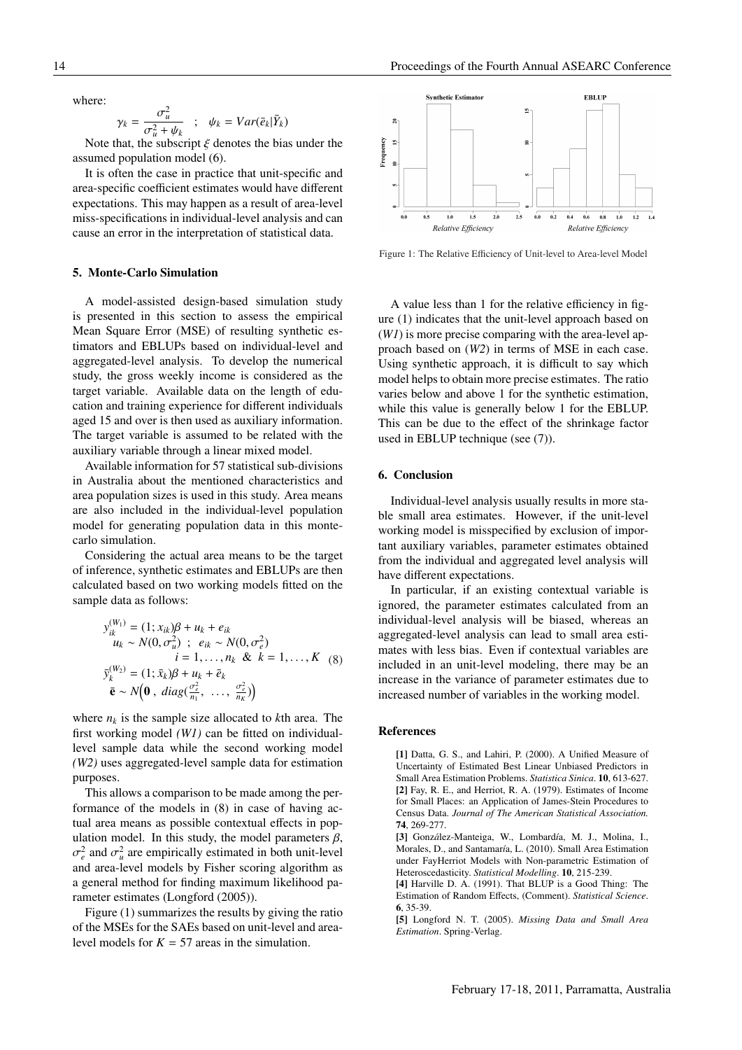where:

$$\gamma_k = \frac{\sigma_u^2}{\sigma_u^2 + \psi_k} \quad ; \quad \psi_k = Var(\bar{e}_k|\bar{Y}_k)$$

Note that, the subscript $\xi$ denotes the bias under the assumed population model (6).

It is often the case in practice that unit-specific and area-specific coefficient estimates would have different expectations. This may happen as a result of area-level miss-specifications in individual-level analysis and can cause an error in the interpretation of statistical data.

## 5. Monte-Carlo Simulation

A model-assisted design-based simulation study is presented in this section to assess the empirical Mean Square Error (MSE) of resulting synthetic estimators and EBLUPs based on individual-level and aggregated-level analysis. To develop the numerical study, the gross weekly income is considered as the target variable. Available data on the length of education and training experience for different individuals aged 15 and over is then used as auxiliary information. The target variable is assumed to be related with the auxiliary variable through a linear mixed model.

Available information for 57 statistical sub-divisions in Australia about the mentioned characteristics and area population sizes is used in this study. Area means are also included in the individual-level population model for generating population data in this monte-carlo simulation.

Considering the actual area means to be the target of inference, synthetic estimates and EBLUPs are then calculated based on two working models fitted on the sample data as follows:

$$\begin{aligned}
y_{ik}^{(W_1)} &= (1; x_{ik})\beta + u_k + e_{ik} \\
u_k &\sim N(0, \sigma_u^2) \ ; \ e_{ik} \sim N(0, \sigma_e^2) \\
& \qquad i = 1, \ldots, n_k \ \& \ k = 1, \ldots, K \\
\bar{y}_k^{(W_2)} &= (1; \bar{x}_k)\beta + u_k + \bar{e}_k \\
\bar{\mathbf{e}} &\sim N\Big(\mathbf{0} \ , \ diag(\tfrac{\sigma_e^2}{n_1}, \ \ldots, \ \tfrac{\sigma_e^2}{n_K})\Big)
\end{aligned} \tag{8}$$

where $n_k$ is the sample size allocated to $k$th area. The first working model *(W1)* can be fitted on individual-level sample data while the second working model *(W2)* uses aggregated-level sample data for estimation purposes.

This allows a comparison to be made among the performance of the models in (8) in case of having actual area means as possible contextual effects in population model. In this study, the model parameters $\beta$, $\sigma_e^2$ and $\sigma_u^2$ are empirically estimated in both unit-level and area-level models by Fisher scoring algorithm as a general method for finding maximum likelihood parameter estimates (Longford (2005)).

Figure (1) summarizes the results by giving the ratio of the MSEs for the SAEs based on unit-level and area-level models for $K = 57$ areas in the simulation.

Synthetic Estimator
Frequency
0 5 10 15 20
0.0 0.5 1.0 1.5 2.0 2.5
Relative Efficiency

EBLUP
0 5 10 15
0.0 0.2 0.4 0.6 0.8 1.0 1.2 1.4
Relative Efficiency

Figure 1: The Relative Efficiency of Unit-level to Area-level Model

A value less than 1 for the relative efficiency in figure (1) indicates that the unit-level approach based on (*W1*) is more precise comparing with the area-level approach based on (*W2*) in terms of MSE in each case. Using synthetic approach, it is difficult to say which model helps to obtain more precise estimates. The ratio varies below and above 1 for the synthetic estimation, while this value is generally below 1 for the EBLUP. This can be due to the effect of the shrinkage factor used in EBLUP technique (see (7)).

## 6. Conclusion

Individual-level analysis usually results in more stable small area estimates. However, if the unit-level working model is misspecified by exclusion of important auxiliary variables, parameter estimates obtained from the individual and aggregated level analysis will have different expectations.

In particular, if an existing contextual variable is ignored, the parameter estimates calculated from an individual-level analysis will be biased, whereas an aggregated-level analysis can lead to small area estimates with less bias. Even if contextual variables are included in an unit-level modeling, there may be an increase in the variance of parameter estimates due to increased number of variables in the working model.

## References

**[1]** Datta, G. S., and Lahiri, P. (2000). A Unified Measure of Uncertainty of Estimated Best Linear Unbiased Predictors in Small Area Estimation Problems. *Statistica Sinica*. **10**, 613-627.

**[2]** Fay, R. E., and Herriot, R. A. (1979). Estimates of Income for Small Places: an Application of James-Stein Procedures to Census Data. *Journal of The American Statistical Association.* **74**, 269-277.

**[3]** González-Manteiga, W., Lombardía, M. J., Molina, I., Morales, D., and Santamaría, L. (2010). Small Area Estimation under FayHerriot Models with Non-parametric Estimation of Heteroscedasticity. *Statistical Modelling*. **10**, 215-239.

**[4]** Harville D. A. (1991). That BLUP is a Good Thing: The Estimation of Random Effects, (Comment). *Statistical Science*. **6**, 35-39.

**[5]** Longford N. T. (2005). *Missing Data and Small Area Estimation*. Spring-Verlag.